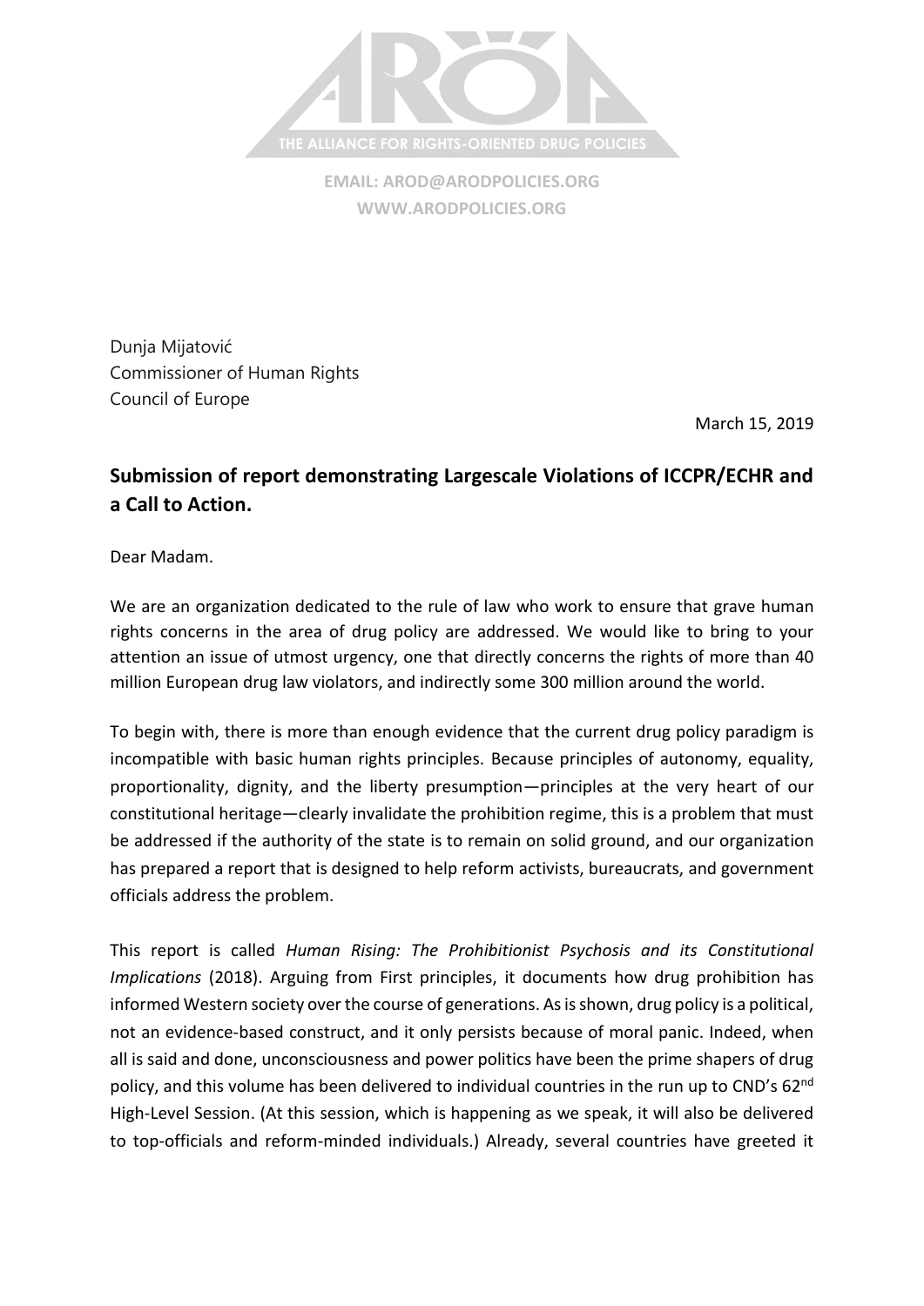THE ALLIANCE FOR RIGHTS-ORIENTED DRUG POLICIES

EMAIL: AROD@ARODPOLICIES.ORG
WWW.ARODPOLICIES.ORG

Dunja Mijatović
Commissioner of Human Rights
Council of Europe

March 15, 2019

## Submission of report demonstrating Largescale Violations of ICCPR/ECHR and a Call to Action.

Dear Madam.

We are an organization dedicated to the rule of law who work to ensure that grave human rights concerns in the area of drug policy are addressed. We would like to bring to your attention an issue of utmost urgency, one that directly concerns the rights of more than 40 million European drug law violators, and indirectly some 300 million around the world.

To begin with, there is more than enough evidence that the current drug policy paradigm is incompatible with basic human rights principles. Because principles of autonomy, equality, proportionality, dignity, and the liberty presumption—principles at the very heart of our constitutional heritage—clearly invalidate the prohibition regime, this is a problem that must be addressed if the authority of the state is to remain on solid ground, and our organization has prepared a report that is designed to help reform activists, bureaucrats, and government officials address the problem.

This report is called *Human Rising: The Prohibitionist Psychosis and its Constitutional Implications* (2018). Arguing from First principles, it documents how drug prohibition has informed Western society over the course of generations. As is shown, drug policy is a political, not an evidence-based construct, and it only persists because of moral panic. Indeed, when all is said and done, unconsciousness and power politics have been the prime shapers of drug policy, and this volume has been delivered to individual countries in the run up to CND's 62nd High-Level Session. (At this session, which is happening as we speak, it will also be delivered to top-officials and reform-minded individuals.) Already, several countries have greeted it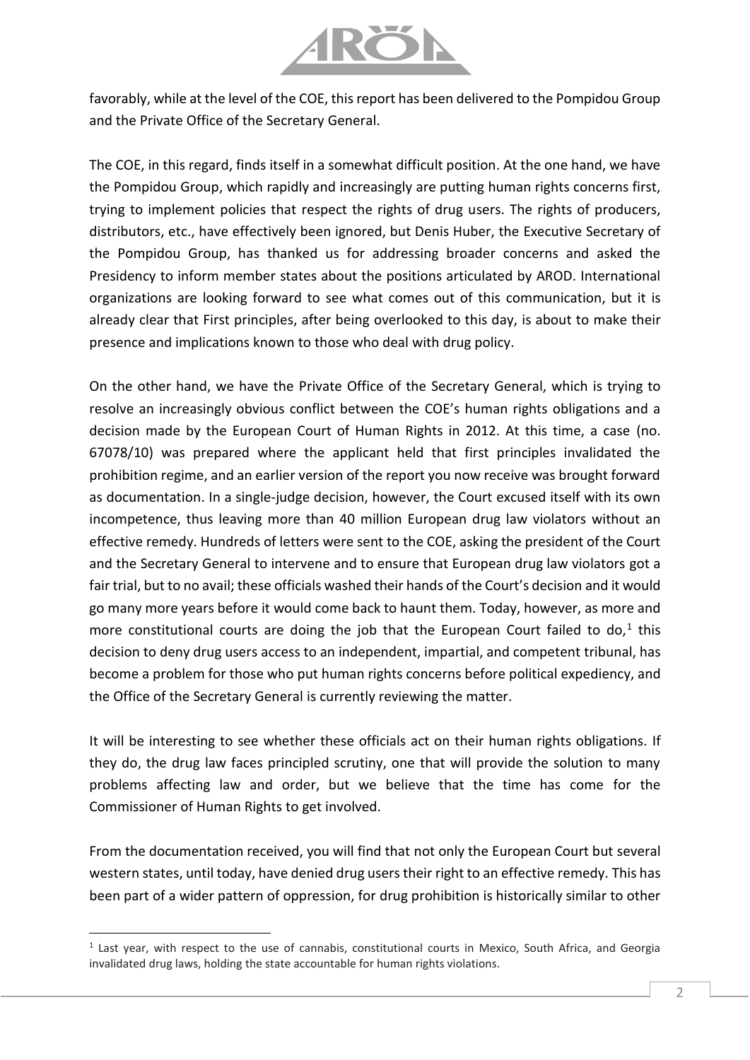favorably, while at the level of the COE, this report has been delivered to the Pompidou Group and the Private Office of the Secretary General.

The COE, in this regard, finds itself in a somewhat difficult position. At the one hand, we have the Pompidou Group, which rapidly and increasingly are putting human rights concerns first, trying to implement policies that respect the rights of drug users. The rights of producers, distributors, etc., have effectively been ignored, but Denis Huber, the Executive Secretary of the Pompidou Group, has thanked us for addressing broader concerns and asked the Presidency to inform member states about the positions articulated by AROD. International organizations are looking forward to see what comes out of this communication, but it is already clear that First principles, after being overlooked to this day, is about to make their presence and implications known to those who deal with drug policy.

On the other hand, we have the Private Office of the Secretary General, which is trying to resolve an increasingly obvious conflict between the COE's human rights obligations and a decision made by the European Court of Human Rights in 2012. At this time, a case (no. 67078/10) was prepared where the applicant held that first principles invalidated the prohibition regime, and an earlier version of the report you now receive was brought forward as documentation. In a single-judge decision, however, the Court excused itself with its own incompetence, thus leaving more than 40 million European drug law violators without an effective remedy. Hundreds of letters were sent to the COE, asking the president of the Court and the Secretary General to intervene and to ensure that European drug law violators got a fair trial, but to no avail; these officials washed their hands of the Court's decision and it would go many more years before it would come back to haunt them. Today, however, as more and more constitutional courts are doing the job that the European Court failed to do,[1] this decision to deny drug users access to an independent, impartial, and competent tribunal, has become a problem for those who put human rights concerns before political expediency, and the Office of the Secretary General is currently reviewing the matter.

It will be interesting to see whether these officials act on their human rights obligations. If they do, the drug law faces principled scrutiny, one that will provide the solution to many problems affecting law and order, but we believe that the time has come for the Commissioner of Human Rights to get involved.

From the documentation received, you will find that not only the European Court but several western states, until today, have denied drug users their right to an effective remedy. This has been part of a wider pattern of oppression, for drug prohibition is historically similar to other

[1] Last year, with respect to the use of cannabis, constitutional courts in Mexico, South Africa, and Georgia invalidated drug laws, holding the state accountable for human rights violations.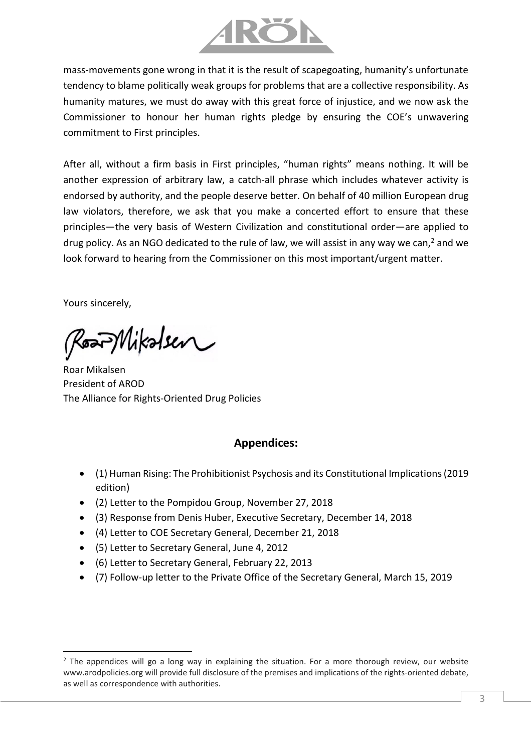mass-movements gone wrong in that it is the result of scapegoating, humanity's unfortunate tendency to blame politically weak groups for problems that are a collective responsibility. As humanity matures, we must do away with this great force of injustice, and we now ask the Commissioner to honour her human rights pledge by ensuring the COE's unwavering commitment to First principles.

After all, without a firm basis in First principles, "human rights" means nothing. It will be another expression of arbitrary law, a catch-all phrase which includes whatever activity is endorsed by authority, and the people deserve better. On behalf of 40 million European drug law violators, therefore, we ask that you make a concerted effort to ensure that these principles—the very basis of Western Civilization and constitutional order—are applied to drug policy. As an NGO dedicated to the rule of law, we will assist in any way we can,[2] and we look forward to hearing from the Commissioner on this most important/urgent matter.

Yours sincerely,

Roar Mikalsen
President of AROD
The Alliance for Rights-Oriented Drug Policies

## Appendices:

- (1) Human Rising: The Prohibitionist Psychosis and its Constitutional Implications (2019 edition)
- (2) Letter to the Pompidou Group, November 27, 2018
- (3) Response from Denis Huber, Executive Secretary, December 14, 2018
- (4) Letter to COE Secretary General, December 21, 2018
- (5) Letter to Secretary General, June 4, 2012
- (6) Letter to Secretary General, February 22, 2013
- (7) Follow-up letter to the Private Office of the Secretary General, March 15, 2019

[2] The appendices will go a long way in explaining the situation. For a more thorough review, our website www.arodpolicies.org will provide full disclosure of the premises and implications of the rights-oriented debate, as well as correspondence with authorities.